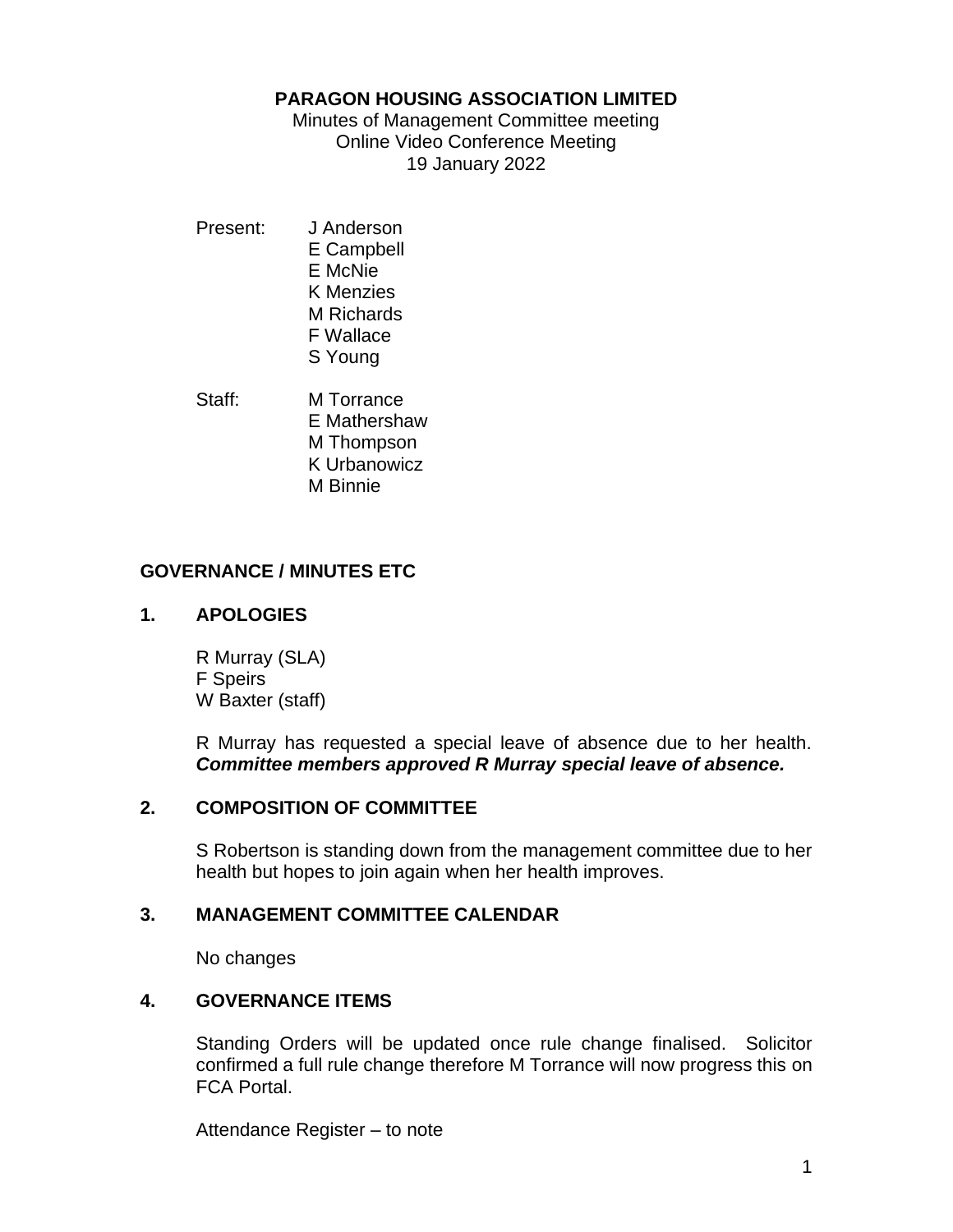**PARAGON HOUSING ASSOCIATION LIMITED**

Minutes of Management Committee meeting
Online Video Conference Meeting
19 January 2022

Present: J Anderson
E Campbell
E McNie
K Menzies
M Richards
F Wallace
S Young

Staff: M Torrance
E Mathershaw
M Thompson
K Urbanowicz
M Binnie

## GOVERNANCE / MINUTES ETC

### 1. APOLOGIES

R Murray (SLA)
F Speirs
W Baxter (staff)

R Murray has requested a special leave of absence due to her health. ***Committee members approved R Murray special leave of absence.***

### 2. COMPOSITION OF COMMITTEE

S Robertson is standing down from the management committee due to her health but hopes to join again when her health improves.

### 3. MANAGEMENT COMMITTEE CALENDAR

No changes

### 4. GOVERNANCE ITEMS

Standing Orders will be updated once rule change finalised. Solicitor confirmed a full rule change therefore M Torrance will now progress this on FCA Portal.

Attendance Register – to note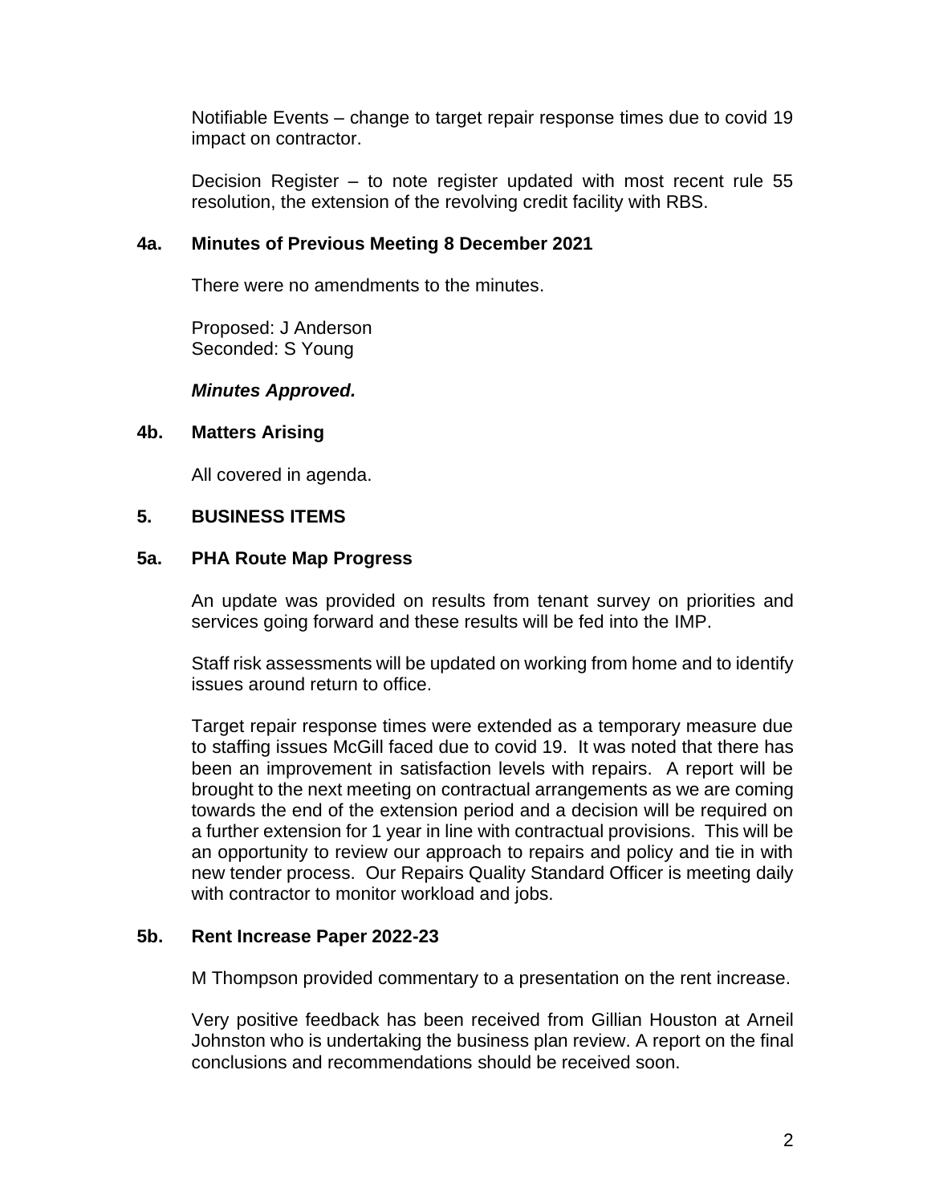Notifiable Events – change to target repair response times due to covid 19 impact on contractor.

Decision Register – to note register updated with most recent rule 55 resolution, the extension of the revolving credit facility with RBS.

### 4a. Minutes of Previous Meeting 8 December 2021

There were no amendments to the minutes.

Proposed: J Anderson
Seconded: S Young

***Minutes Approved.***

### 4b. Matters Arising

All covered in agenda.

## 5. BUSINESS ITEMS

### 5a. PHA Route Map Progress

An update was provided on results from tenant survey on priorities and services going forward and these results will be fed into the IMP.

Staff risk assessments will be updated on working from home and to identify issues around return to office.

Target repair response times were extended as a temporary measure due to staffing issues McGill faced due to covid 19. It was noted that there has been an improvement in satisfaction levels with repairs. A report will be brought to the next meeting on contractual arrangements as we are coming towards the end of the extension period and a decision will be required on a further extension for 1 year in line with contractual provisions. This will be an opportunity to review our approach to repairs and policy and tie in with new tender process. Our Repairs Quality Standard Officer is meeting daily with contractor to monitor workload and jobs.

### 5b. Rent Increase Paper 2022-23

M Thompson provided commentary to a presentation on the rent increase.

Very positive feedback has been received from Gillian Houston at Arneil Johnston who is undertaking the business plan review. A report on the final conclusions and recommendations should be received soon.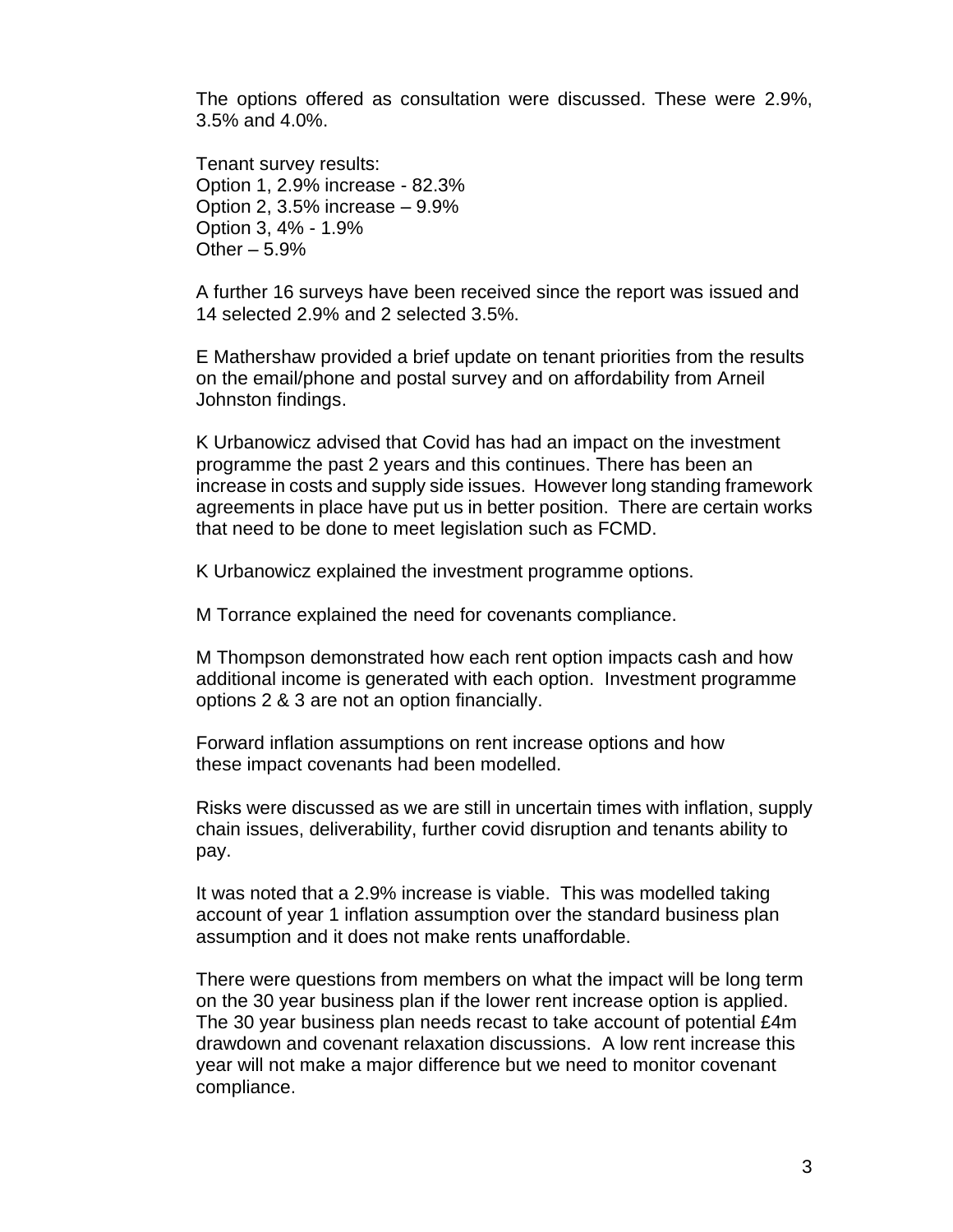The options offered as consultation were discussed. These were 2.9%, 3.5% and 4.0%.

Tenant survey results:
Option 1, 2.9% increase - 82.3%
Option 2, 3.5% increase – 9.9%
Option 3, 4% - 1.9%
Other – 5.9%

A further 16 surveys have been received since the report was issued and 14 selected 2.9% and 2 selected 3.5%.

E Mathershaw provided a brief update on tenant priorities from the results on the email/phone and postal survey and on affordability from Arneil Johnston findings.

K Urbanowicz advised that Covid has had an impact on the investment programme the past 2 years and this continues. There has been an increase in costs and supply side issues. However long standing framework agreements in place have put us in better position. There are certain works that need to be done to meet legislation such as FCMD.

K Urbanowicz explained the investment programme options.

M Torrance explained the need for covenants compliance.

M Thompson demonstrated how each rent option impacts cash and how additional income is generated with each option. Investment programme options 2 & 3 are not an option financially.

Forward inflation assumptions on rent increase options and how these impact covenants had been modelled.

Risks were discussed as we are still in uncertain times with inflation, supply chain issues, deliverability, further covid disruption and tenants ability to pay.

It was noted that a 2.9% increase is viable. This was modelled taking account of year 1 inflation assumption over the standard business plan assumption and it does not make rents unaffordable.

There were questions from members on what the impact will be long term on the 30 year business plan if the lower rent increase option is applied. The 30 year business plan needs recast to take account of potential £4m drawdown and covenant relaxation discussions. A low rent increase this year will not make a major difference but we need to monitor covenant compliance.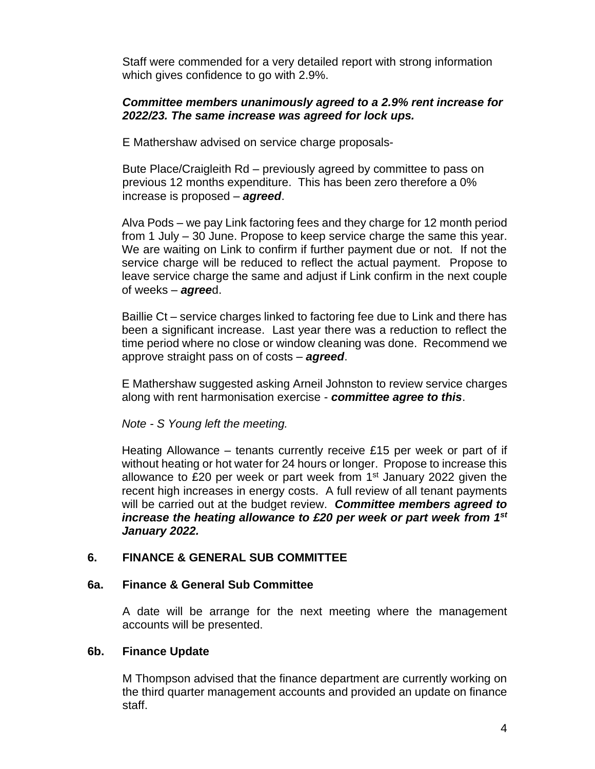Staff were commended for a very detailed report with strong information which gives confidence to go with 2.9%.

***Committee members unanimously agreed to a 2.9% rent increase for 2022/23. The same increase was agreed for lock ups.***

E Mathershaw advised on service charge proposals-

Bute Place/Craigleith Rd – previously agreed by committee to pass on previous 12 months expenditure. This has been zero therefore a 0% increase is proposed – ***agreed***.

Alva Pods – we pay Link factoring fees and they charge for 12 month period from 1 July – 30 June. Propose to keep service charge the same this year. We are waiting on Link to confirm if further payment due or not. If not the service charge will be reduced to reflect the actual payment. Propose to leave service charge the same and adjust if Link confirm in the next couple of weeks – ***agree***d.

Baillie Ct – service charges linked to factoring fee due to Link and there has been a significant increase. Last year there was a reduction to reflect the time period where no close or window cleaning was done. Recommend we approve straight pass on of costs – ***agreed***.

E Mathershaw suggested asking Arneil Johnston to review service charges along with rent harmonisation exercise - ***committee agree to this***.

*Note - S Young left the meeting.*

Heating Allowance – tenants currently receive £15 per week or part of if without heating or hot water for 24 hours or longer. Propose to increase this allowance to £20 per week or part week from 1st January 2022 given the recent high increases in energy costs. A full review of all tenant payments will be carried out at the budget review. ***Committee members agreed to increase the heating allowance to £20 per week or part week from 1st January 2022.***

## 6. FINANCE & GENERAL SUB COMMITTEE

### 6a. Finance & General Sub Committee

A date will be arrange for the next meeting where the management accounts will be presented.

### 6b. Finance Update

M Thompson advised that the finance department are currently working on the third quarter management accounts and provided an update on finance staff.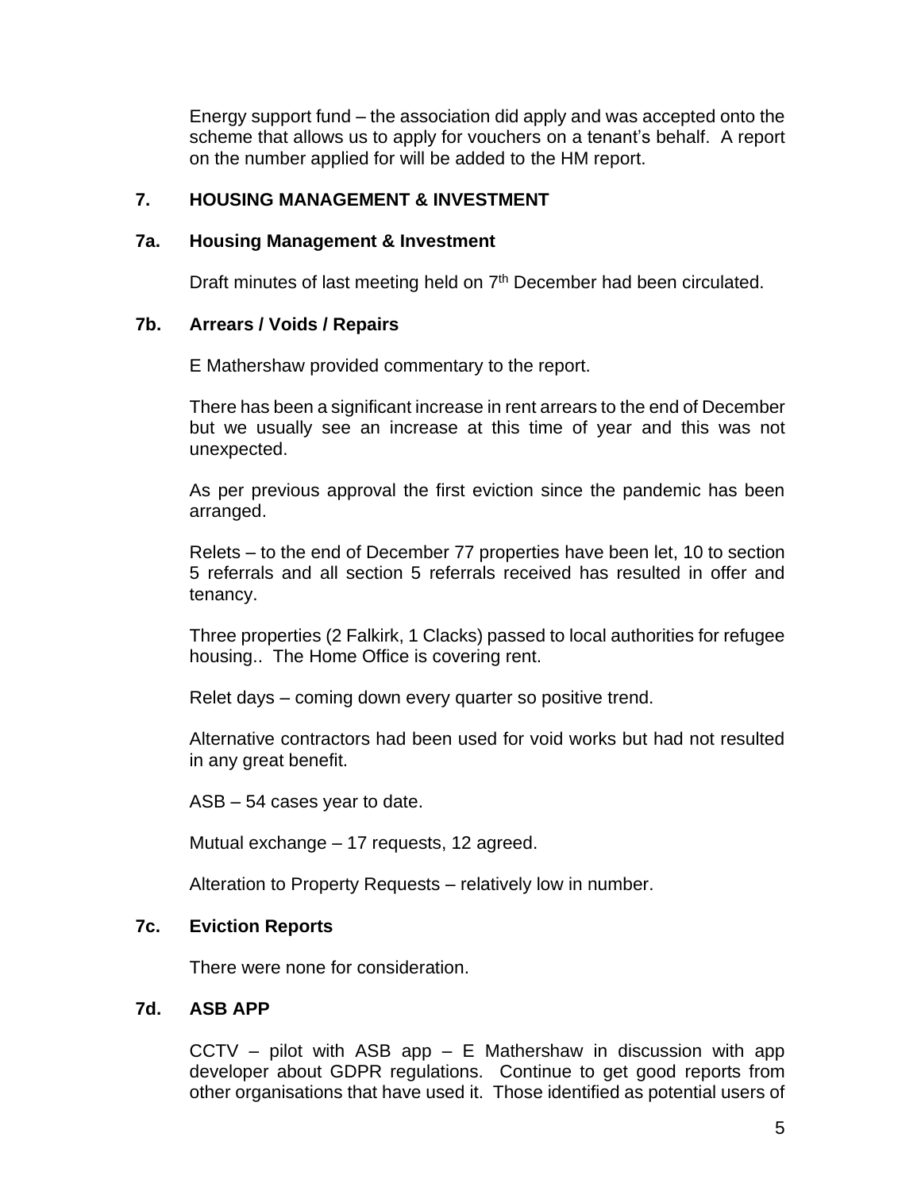Energy support fund – the association did apply and was accepted onto the scheme that allows us to apply for vouchers on a tenant's behalf. A report on the number applied for will be added to the HM report.

## 7. HOUSING MANAGEMENT & INVESTMENT

### 7a. Housing Management & Investment

Draft minutes of last meeting held on 7th December had been circulated.

### 7b. Arrears / Voids / Repairs

E Mathershaw provided commentary to the report.

There has been a significant increase in rent arrears to the end of December but we usually see an increase at this time of year and this was not unexpected.

As per previous approval the first eviction since the pandemic has been arranged.

Relets – to the end of December 77 properties have been let, 10 to section 5 referrals and all section 5 referrals received has resulted in offer and tenancy.

Three properties (2 Falkirk, 1 Clacks) passed to local authorities for refugee housing.. The Home Office is covering rent.

Relet days – coming down every quarter so positive trend.

Alternative contractors had been used for void works but had not resulted in any great benefit.

ASB – 54 cases year to date.

Mutual exchange – 17 requests, 12 agreed.

Alteration to Property Requests – relatively low in number.

### 7c. Eviction Reports

There were none for consideration.

### 7d. ASB APP

CCTV – pilot with ASB app – E Mathershaw in discussion with app developer about GDPR regulations. Continue to get good reports from other organisations that have used it. Those identified as potential users of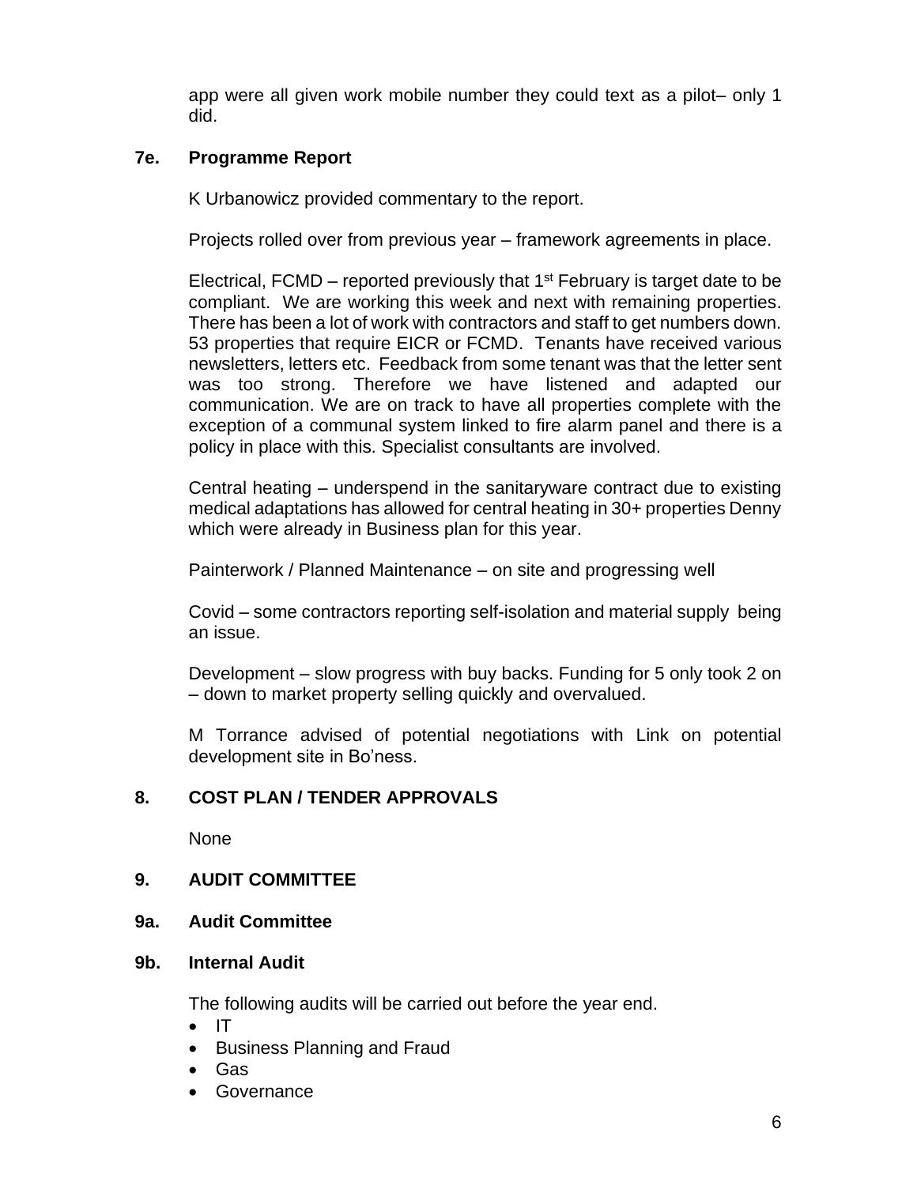app were all given work mobile number they could text as a pilot– only 1 did.

## 7e. Programme Report

K Urbanowicz provided commentary to the report.

Projects rolled over from previous year – framework agreements in place.

Electrical, FCMD – reported previously that 1st February is target date to be compliant. We are working this week and next with remaining properties. There has been a lot of work with contractors and staff to get numbers down. 53 properties that require EICR or FCMD. Tenants have received various newsletters, letters etc. Feedback from some tenant was that the letter sent was too strong. Therefore we have listened and adapted our communication. We are on track to have all properties complete with the exception of a communal system linked to fire alarm panel and there is a policy in place with this. Specialist consultants are involved.

Central heating – underspend in the sanitaryware contract due to existing medical adaptations has allowed for central heating in 30+ properties Denny which were already in Business plan for this year.

Painterwork / Planned Maintenance – on site and progressing well

Covid – some contractors reporting self-isolation and material supply being an issue.

Development – slow progress with buy backs. Funding for 5 only took 2 on – down to market property selling quickly and overvalued.

M Torrance advised of potential negotiations with Link on potential development site in Bo'ness.

## 8. COST PLAN / TENDER APPROVALS

None

## 9. AUDIT COMMITTEE

## 9a. Audit Committee

## 9b. Internal Audit

The following audits will be carried out before the year end.

- IT
- Business Planning and Fraud
- Gas
- Governance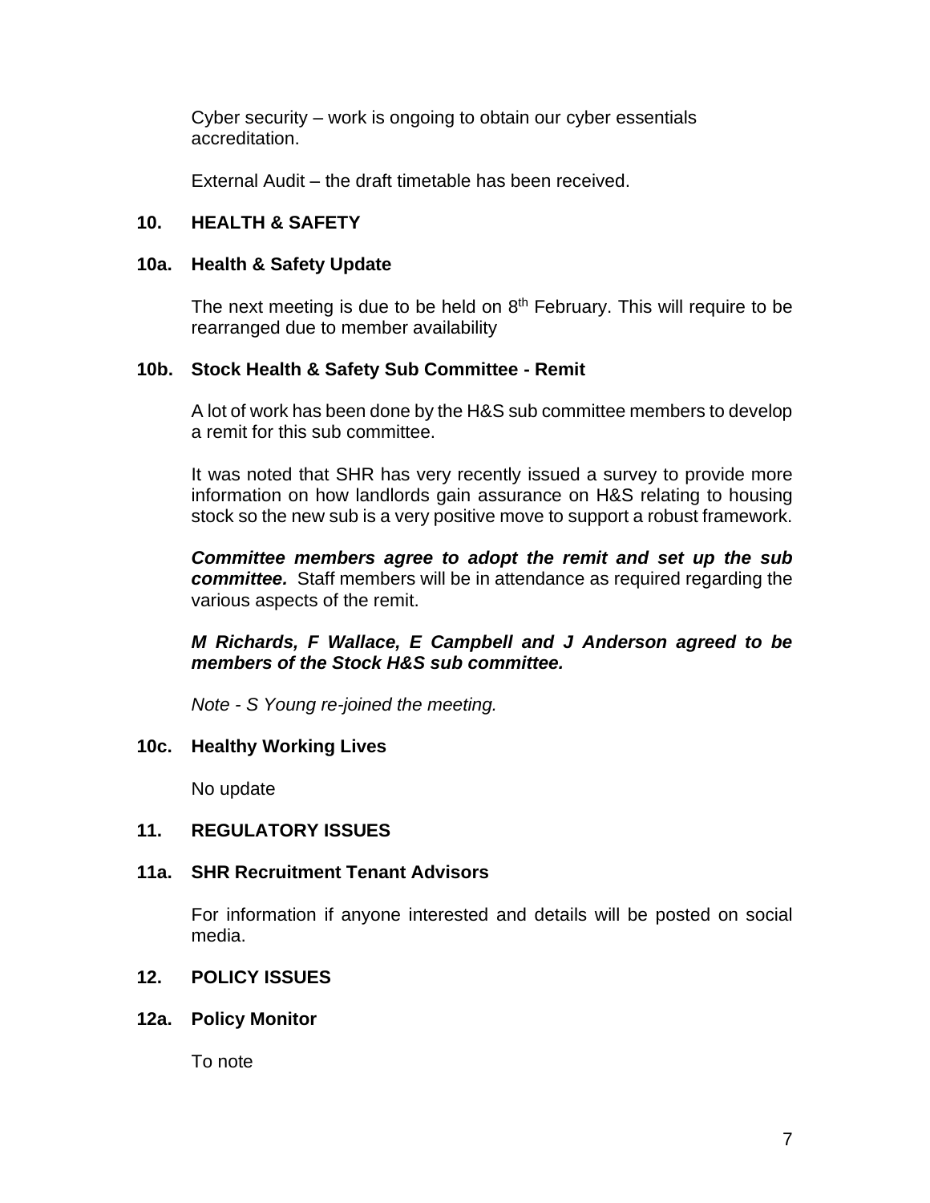Cyber security – work is ongoing to obtain our cyber essentials accreditation.

External Audit – the draft timetable has been received.

## 10. HEALTH & SAFETY

### 10a. Health & Safety Update

The next meeting is due to be held on 8th February. This will require to be rearranged due to member availability

### 10b. Stock Health & Safety Sub Committee - Remit

A lot of work has been done by the H&S sub committee members to develop a remit for this sub committee.

It was noted that SHR has very recently issued a survey to provide more information on how landlords gain assurance on H&S relating to housing stock so the new sub is a very positive move to support a robust framework.

***Committee members agree to adopt the remit and set up the sub committee.*** Staff members will be in attendance as required regarding the various aspects of the remit.

***M Richards, F Wallace, E Campbell and J Anderson agreed to be members of the Stock H&S sub committee.***

*Note - S Young re-joined the meeting.*

### 10c. Healthy Working Lives

No update

## 11. REGULATORY ISSUES

### 11a. SHR Recruitment Tenant Advisors

For information if anyone interested and details will be posted on social media.

## 12. POLICY ISSUES

### 12a. Policy Monitor

To note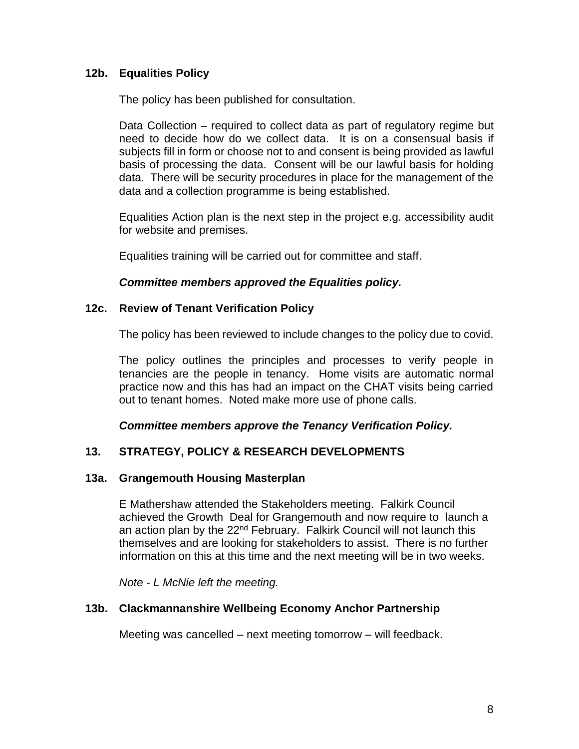### 12b. Equalities Policy

The policy has been published for consultation.

Data Collection – required to collect data as part of regulatory regime but need to decide how do we collect data. It is on a consensual basis if subjects fill in form or choose not to and consent is being provided as lawful basis of processing the data. Consent will be our lawful basis for holding data. There will be security procedures in place for the management of the data and a collection programme is being established.

Equalities Action plan is the next step in the project e.g. accessibility audit for website and premises.

Equalities training will be carried out for committee and staff.

***Committee members approved the Equalities policy.***

### 12c. Review of Tenant Verification Policy

The policy has been reviewed to include changes to the policy due to covid.

The policy outlines the principles and processes to verify people in tenancies are the people in tenancy. Home visits are automatic normal practice now and this has had an impact on the CHAT visits being carried out to tenant homes. Noted make more use of phone calls.

***Committee members approve the Tenancy Verification Policy.***

## 13. STRATEGY, POLICY & RESEARCH DEVELOPMENTS

### 13a. Grangemouth Housing Masterplan

E Mathershaw attended the Stakeholders meeting. Falkirk Council achieved the Growth Deal for Grangemouth and now require to launch a an action plan by the 22nd February. Falkirk Council will not launch this themselves and are looking for stakeholders to assist. There is no further information on this at this time and the next meeting will be in two weeks.

*Note - L McNie left the meeting.*

### 13b. Clackmannanshire Wellbeing Economy Anchor Partnership

Meeting was cancelled – next meeting tomorrow – will feedback.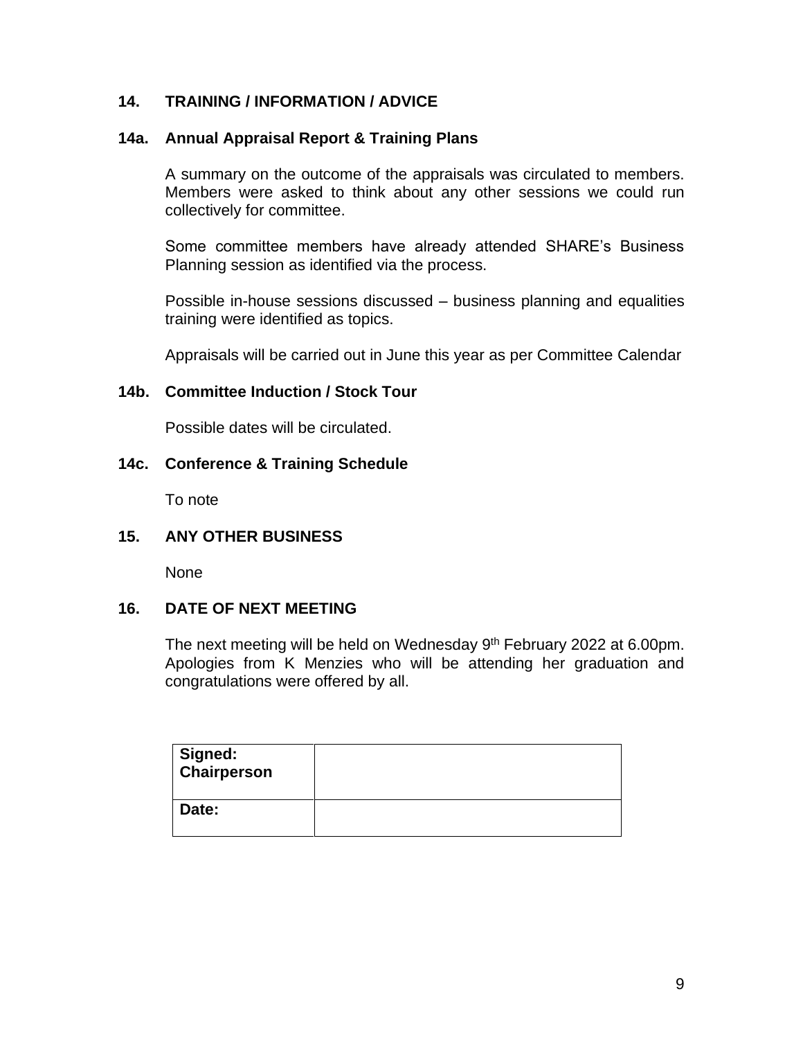## 14. TRAINING / INFORMATION / ADVICE

### 14a. Annual Appraisal Report & Training Plans

A summary on the outcome of the appraisals was circulated to members. Members were asked to think about any other sessions we could run collectively for committee.

Some committee members have already attended SHARE's Business Planning session as identified via the process.

Possible in-house sessions discussed – business planning and equalities training were identified as topics.

Appraisals will be carried out in June this year as per Committee Calendar

### 14b. Committee Induction / Stock Tour

Possible dates will be circulated.

### 14c. Conference & Training Schedule

To note

## 15. ANY OTHER BUSINESS

None

## 16. DATE OF NEXT MEETING

The next meeting will be held on Wednesday 9th February 2022 at 6.00pm. Apologies from K Menzies who will be attending her graduation and congratulations were offered by all.

| | |
|---|---|
| **Signed: Chairperson** | |
| **Date:** | |